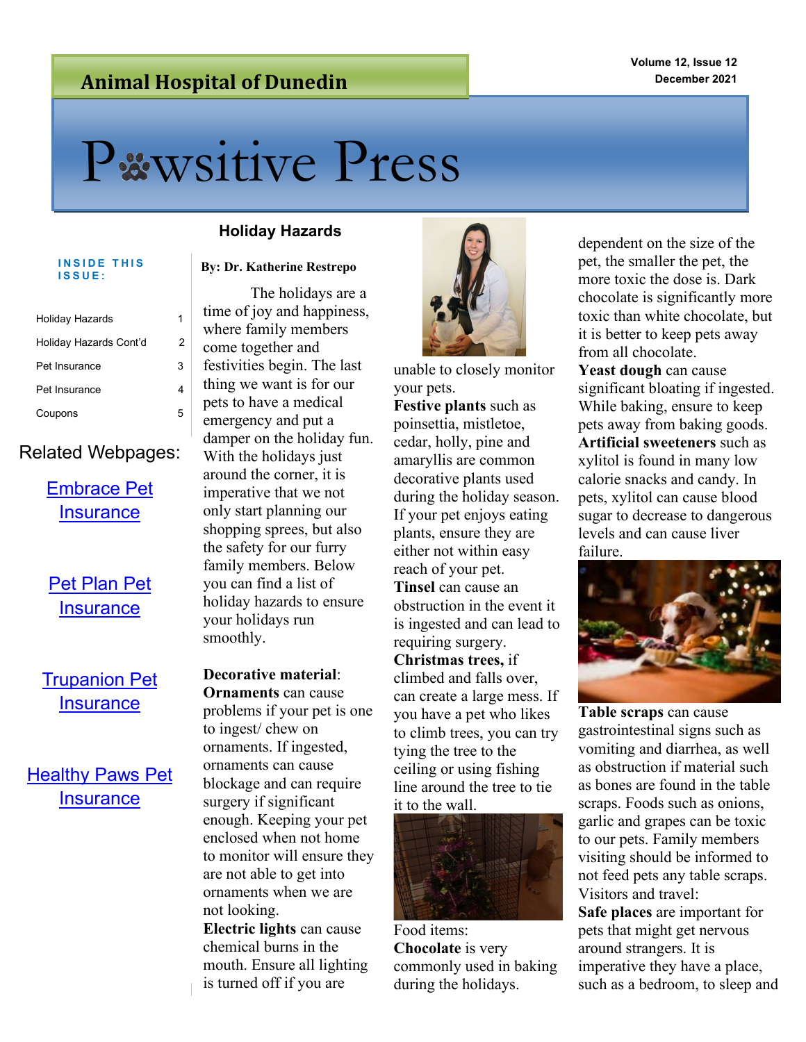**Animal Hospital of Dunedin**

Volume 12, Issue 12
December 2021

# Pawsitive Press

**INSIDE THIS ISSUE:**

| | |
|---|---|
| Holiday Hazards | 1 |
| Holiday Hazards Cont'd | 2 |
| Pet Insurance | 3 |
| Pet Insurance | 4 |
| Coupons | 5 |

Related Webpages:

Embrace Pet Insurance

Pet Plan Pet Insurance

Trupanion Pet Insurance

Healthy Paws Pet Insurance

## Holiday Hazards

**By: Dr. Katherine Restrepo**

The holidays are a time of joy and happiness, where family members come together and festivities begin. The last thing we want is for our pets to have a medical emergency and put a damper on the holiday fun. With the holidays just around the corner, it is imperative that we not only start planning our shopping sprees, but also the safety for our furry family members. Below you can find a list of holiday hazards to ensure your holidays run smoothly.

**Decorative material**:

**Ornaments** can cause problems if your pet is one to ingest/ chew on ornaments. If ingested, ornaments can cause blockage and can require surgery if significant enough. Keeping your pet enclosed when not home to monitor will ensure they are not able to get into ornaments when we are not looking.

**Electric lights** can cause chemical burns in the mouth. Ensure all lighting is turned off if you are unable to closely monitor your pets.

**Festive plants** such as poinsettia, mistletoe, cedar, holly, pine and amaryllis are common decorative plants used during the holiday season. If your pet enjoys eating plants, ensure they are either not within easy reach of your pet.

**Tinsel** can cause an obstruction in the event it is ingested and can lead to requiring surgery.

**Christmas trees,** if climbed and falls over, can create a large mess. If you have a pet who likes to climb trees, you can try tying the tree to the ceiling or using fishing line around the tree to tie it to the wall.

Food items:

**Chocolate** is very commonly used in baking during the holidays. dependent on the size of the pet, the smaller the pet, the more toxic the dose is. Dark chocolate is significantly more toxic than white chocolate, but it is better to keep pets away from all chocolate.

**Yeast dough** can cause significant bloating if ingested. While baking, ensure to keep pets away from baking goods.

**Artificial sweeteners** such as xylitol is found in many low calorie snacks and candy. In pets, xylitol can cause blood sugar to decrease to dangerous levels and can cause liver failure.

**Table scraps** can cause gastrointestinal signs such as vomiting and diarrhea, as well as obstruction if material such as bones are found in the table scraps. Foods such as onions, garlic and grapes can be toxic to our pets. Family members visiting should be informed to not feed pets any table scraps.

Visitors and travel:

**Safe places** are important for pets that might get nervous around strangers. It is imperative they have a place, such as a bedroom, to sleep and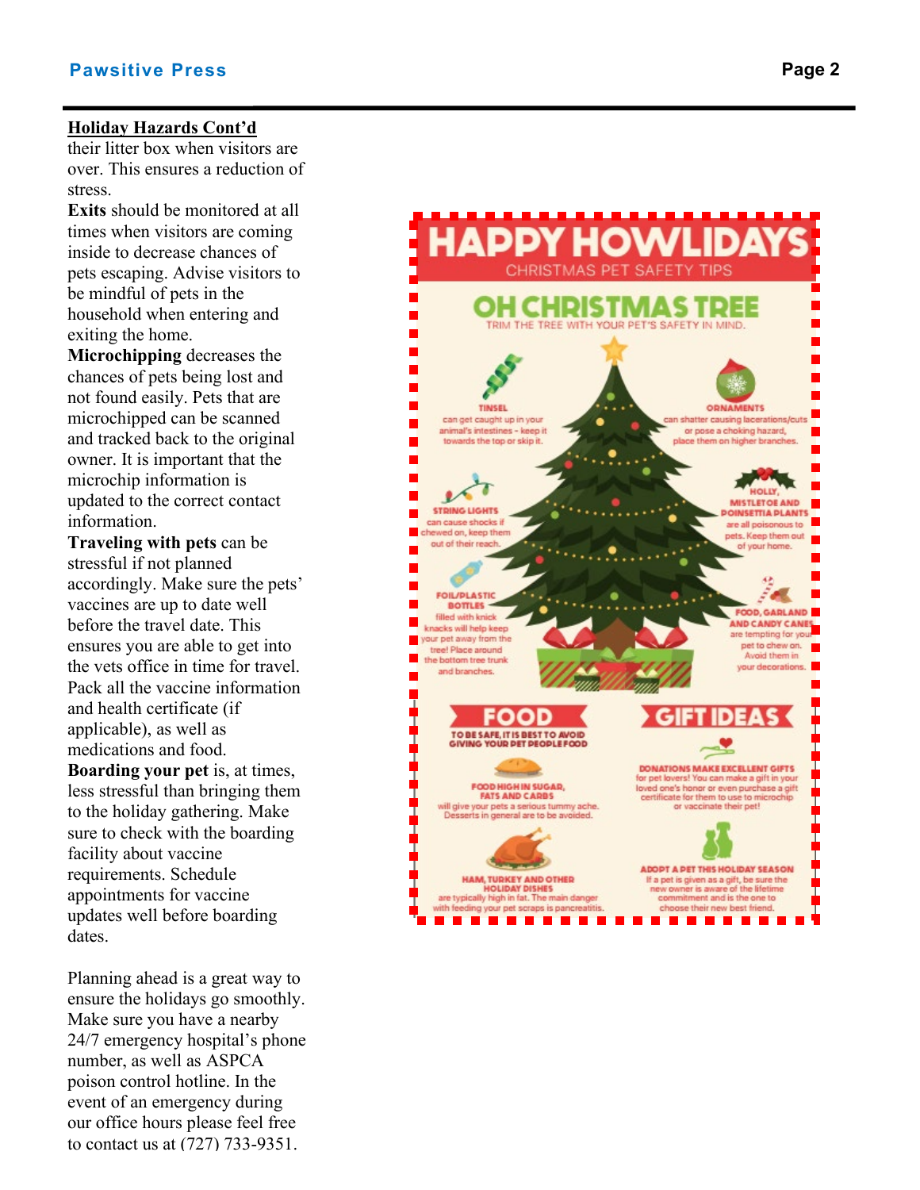## Holiday Hazards Cont'd

their litter box when visitors are over. This ensures a reduction of stress.

**Exits** should be monitored at all times when visitors are coming inside to decrease chances of pets escaping. Advise visitors to be mindful of pets in the household when entering and exiting the home.

**Microchipping** decreases the chances of pets being lost and not found easily. Pets that are microchipped can be scanned and tracked back to the original owner. It is important that the microchip information is updated to the correct contact information.

**Traveling with pets** can be stressful if not planned accordingly. Make sure the pets' vaccines are up to date well before the travel date. This ensures you are able to get into the vets office in time for travel. Pack all the vaccine information and health certificate (if applicable), as well as medications and food.

**Boarding your pet** is, at times, less stressful than bringing them to the holiday gathering. Make sure to check with the boarding facility about vaccine requirements. Schedule appointments for vaccine updates well before boarding dates.

Planning ahead is a great way to ensure the holidays go smoothly. Make sure you have a nearby 24/7 emergency hospital's phone number, as well as ASPCA poison control hotline. In the event of an emergency during our office hours please feel free to contact us at (727) 733-9351.

# HAPPY HOWLIDAYS

CHRISTMAS PET SAFETY TIPS

## OH CHRISTMAS TREE

TRIM THE TREE WITH YOUR PET'S SAFETY IN MIND.

**TINSEL**
can get caught up in your animal's intestines - keep it towards the top or skip it.

**ORNAMENTS**
can shatter causing lacerations/cuts or pose a choking hazard, place them on higher branches.

**STRING LIGHTS**
can cause shocks if chewed on, keep them out of their reach.

**HOLLY, MISTLETOE AND POINSETTIA PLANTS**
are all poisonous to pets. Keep them out of your home.

**FOIL/PLASTIC BOTTLES**
filled with knick knacks will help keep your pet away from the tree! Place around the bottom tree trunk and branches.

**FOOD, GARLAND AND CANDY CANES**
are tempting for your pet to chew on. Avoid them in your decorations.

## FOOD

TO BE SAFE, IT IS BEST TO AVOID GIVING YOUR PET PEOPLE FOOD

**FOOD HIGH IN SUGAR, FATS AND CARBS**
will give your pets a serious tummy ache. Desserts in general are to be avoided.

**HAM, TURKEY AND OTHER HOLIDAY DISHES**
are typically high in fat. The main danger with feeding your pet scraps is pancreatitis.

## GIFT IDEAS

**DONATIONS MAKE EXCELLENT GIFTS**
for pet lovers! You can make a gift in your loved one's honor or even purchase a gift certificate for them to use to microchip or vaccinate their pet!

**ADOPT A PET THIS HOLIDAY SEASON**
If a pet is given as a gift, be sure the new owner is aware of the lifetime commitment and is the one to choose their new best friend.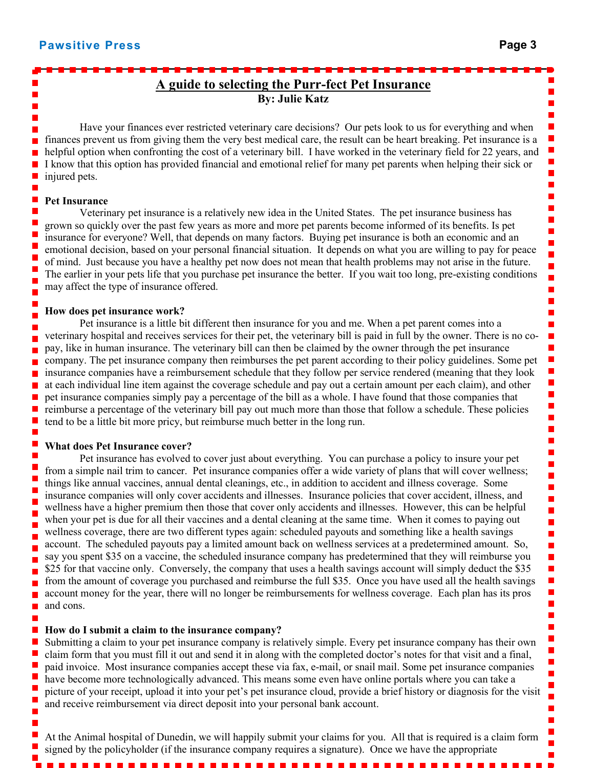## A guide to selecting the Purr-fect Pet Insurance

**By: Julie Katz**

Have your finances ever restricted veterinary care decisions? Our pets look to us for everything and when finances prevent us from giving them the very best medical care, the result can be heart breaking. Pet insurance is a helpful option when confronting the cost of a veterinary bill. I have worked in the veterinary field for 22 years, and I know that this option has provided financial and emotional relief for many pet parents when helping their sick or injured pets.

**Pet Insurance**

Veterinary pet insurance is a relatively new idea in the United States. The pet insurance business has grown so quickly over the past few years as more and more pet parents become informed of its benefits. Is pet insurance for everyone? Well, that depends on many factors. Buying pet insurance is both an economic and an emotional decision, based on your personal financial situation. It depends on what you are willing to pay for peace of mind. Just because you have a healthy pet now does not mean that health problems may not arise in the future. The earlier in your pets life that you purchase pet insurance the better. If you wait too long, pre-existing conditions may affect the type of insurance offered.

**How does pet insurance work?**

Pet insurance is a little bit different then insurance for you and me. When a pet parent comes into a veterinary hospital and receives services for their pet, the veterinary bill is paid in full by the owner. There is no co-pay, like in human insurance. The veterinary bill can then be claimed by the owner through the pet insurance company. The pet insurance company then reimburses the pet parent according to their policy guidelines. Some pet insurance companies have a reimbursement schedule that they follow per service rendered (meaning that they look at each individual line item against the coverage schedule and pay out a certain amount per each claim), and other pet insurance companies simply pay a percentage of the bill as a whole. I have found that those companies that reimburse a percentage of the veterinary bill pay out much more than those that follow a schedule. These policies tend to be a little bit more pricy, but reimburse much better in the long run.

**What does Pet Insurance cover?**

Pet insurance has evolved to cover just about everything. You can purchase a policy to insure your pet from a simple nail trim to cancer. Pet insurance companies offer a wide variety of plans that will cover wellness; things like annual vaccines, annual dental cleanings, etc., in addition to accident and illness coverage. Some insurance companies will only cover accidents and illnesses. Insurance policies that cover accident, illness, and wellness have a higher premium then those that cover only accidents and illnesses. However, this can be helpful when your pet is due for all their vaccines and a dental cleaning at the same time. When it comes to paying out wellness coverage, there are two different types again: scheduled payouts and something like a health savings account. The scheduled payouts pay a limited amount back on wellness services at a predetermined amount. So, say you spent $35 on a vaccine, the scheduled insurance company has predetermined that they will reimburse you $25 for that vaccine only. Conversely, the company that uses a health savings account will simply deduct the $35 from the amount of coverage you purchased and reimburse the full $35. Once you have used all the health savings account money for the year, there will no longer be reimbursements for wellness coverage. Each plan has its pros and cons.

**How do I submit a claim to the insurance company?**

Submitting a claim to your pet insurance company is relatively simple. Every pet insurance company has their own claim form that you must fill it out and send it in along with the completed doctor's notes for that visit and a final, paid invoice. Most insurance companies accept these via fax, e-mail, or snail mail. Some pet insurance companies have become more technologically advanced. This means some even have online portals where you can take a picture of your receipt, upload it into your pet's pet insurance cloud, provide a brief history or diagnosis for the visit and receive reimbursement via direct deposit into your personal bank account.

At the Animal hospital of Dunedin, we will happily submit your claims for you. All that is required is a claim form signed by the policyholder (if the insurance company requires a signature). Once we have the appropriate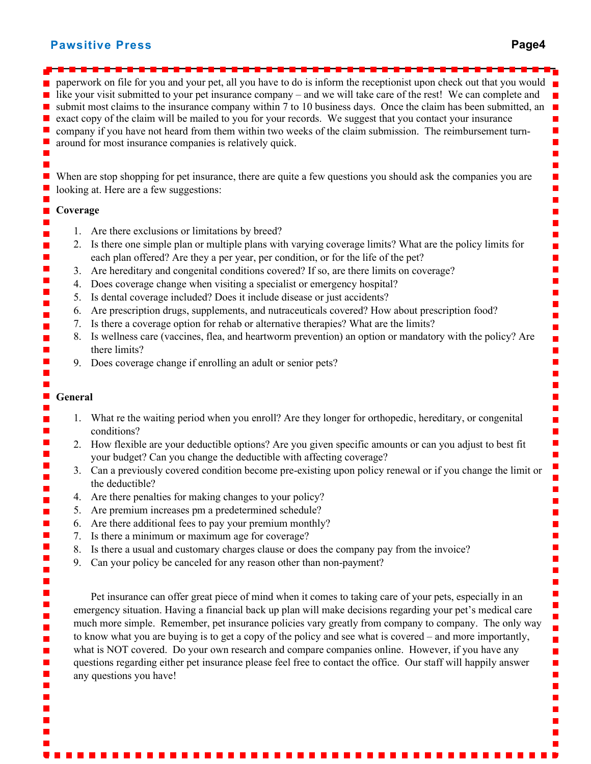paperwork on file for you and your pet, all you have to do is inform the receptionist upon check out that you would like your visit submitted to your pet insurance company – and we will take care of the rest! We can complete and submit most claims to the insurance company within 7 to 10 business days. Once the claim has been submitted, an exact copy of the claim will be mailed to you for your records. We suggest that you contact your insurance company if you have not heard from them within two weeks of the claim submission. The reimbursement turn-around for most insurance companies is relatively quick.

When are stop shopping for pet insurance, there are quite a few questions you should ask the companies you are looking at. Here are a few suggestions:

**Coverage**

1. Are there exclusions or limitations by breed?
2. Is there one simple plan or multiple plans with varying coverage limits? What are the policy limits for each plan offered? Are they a per year, per condition, or for the life of the pet?
3. Are hereditary and congenital conditions covered? If so, are there limits on coverage?
4. Does coverage change when visiting a specialist or emergency hospital?
5. Is dental coverage included? Does it include disease or just accidents?
6. Are prescription drugs, supplements, and nutraceuticals covered? How about prescription food?
7. Is there a coverage option for rehab or alternative therapies? What are the limits?
8. Is wellness care (vaccines, flea, and heartworm prevention) an option or mandatory with the policy? Are there limits?
9. Does coverage change if enrolling an adult or senior pets?

**General**

1. What re the waiting period when you enroll? Are they longer for orthopedic, hereditary, or congenital conditions?
2. How flexible are your deductible options? Are you given specific amounts or can you adjust to best fit your budget? Can you change the deductible with affecting coverage?
3. Can a previously covered condition become pre-existing upon policy renewal or if you change the limit or the deductible?
4. Are there penalties for making changes to your policy?
5. Are premium increases pm a predetermined schedule?
6. Are there additional fees to pay your premium monthly?
7. Is there a minimum or maximum age for coverage?
8. Is there a usual and customary charges clause or does the company pay from the invoice?
9. Can your policy be canceled for any reason other than non-payment?

Pet insurance can offer great piece of mind when it comes to taking care of your pets, especially in an emergency situation. Having a financial back up plan will make decisions regarding your pet's medical care much more simple. Remember, pet insurance policies vary greatly from company to company. The only way to know what you are buying is to get a copy of the policy and see what is covered – and more importantly, what is NOT covered. Do your own research and compare companies online. However, if you have any questions regarding either pet insurance please feel free to contact the office. Our staff will happily answer any questions you have!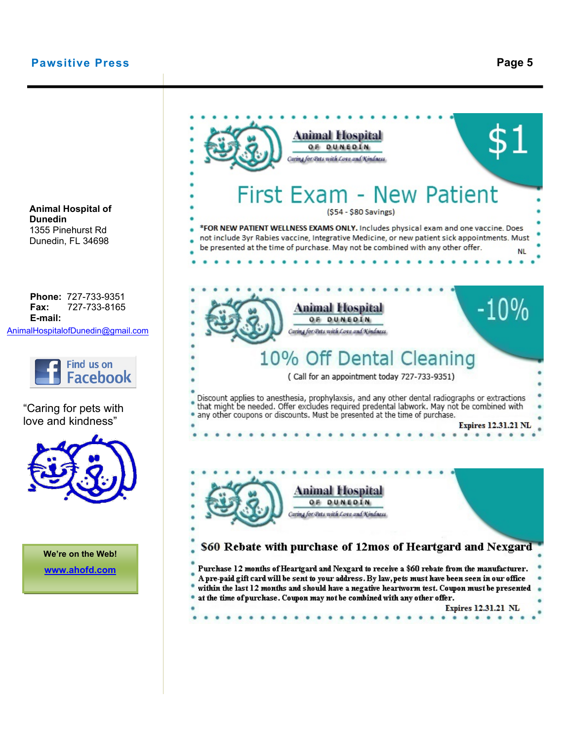**Animal Hospital of Dunedin**
1355 Pinehurst Rd
Dunedin, FL 34698

**Phone:** 727-733-9351
**Fax:** 727-733-8165
**E-mail:**
AnimalHospitalofDunedin@gmail.com

Find us on Facebook

"Caring for pets with love and kindness"

We're on the Web!
www.ahofd.com

---

Animal Hospital OF DUNEDIN
*Caring for Pets with Love and Kindness*

$1

## First Exam - New Patient

($54 - $80 Savings)

***FOR NEW PATIENT WELLNESS EXAMS ONLY.** Includes physical exam and one vaccine. Does not include 3yr Rabies vaccine, Integrative Medicine, or new patient sick appointments. Must be presented at the time of purchase. May not be combined with any other offer.

NL

---

Animal Hospital OF DUNEDIN
*Caring for Pets with Love and Kindness*

-10%

## 10% Off Dental Cleaning

( Call for an appointment today 727-733-9351)

Discount applies to anesthesia, prophylaxsis, and any other dental radiographs or extractions that might be needed. Offer excludes required predental labwork. May not be combined with any other coupons or discounts. Must be presented at the time of purchase.

Expires 12.31.21 NL

---

Animal Hospital OF DUNEDIN
*Caring for Pets with Love and Kindness*

**$60 Rebate with purchase of 12mos of Heartgard and Nexgard**

Purchase 12 months of Heartgard and Nexgard to receive a $60 rebate from the manufacturer. A pre-paid gift card will be sent to your address. By law, pets must have been seen in our office within the last 12 months and should have a negative heartworm test. Coupon must be presented at the time of purchase. Coupon may not be combined with any other offer.

Expires 12.31.21 NL